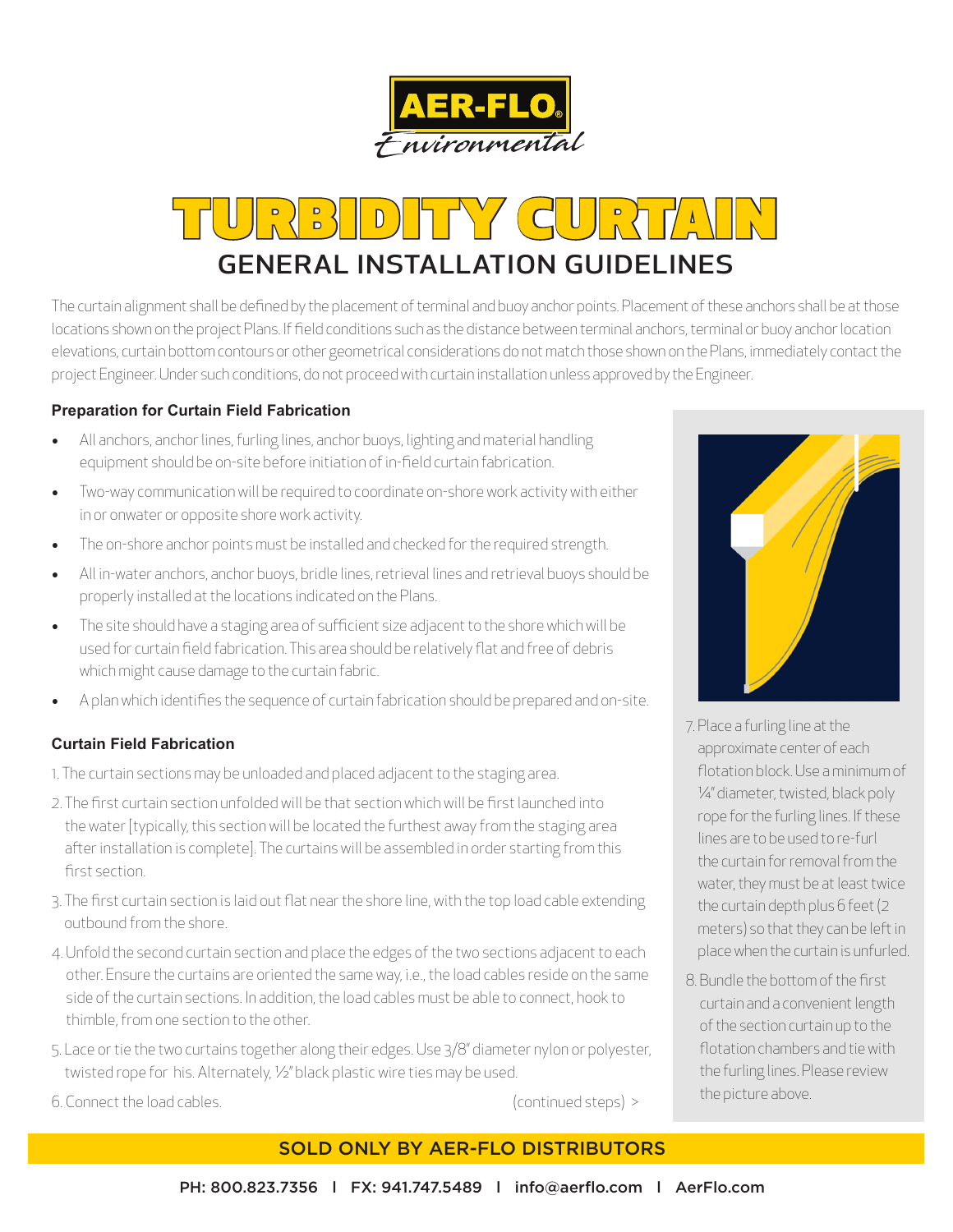# AER-FLO Environmental

# TURBIDITY CURTAIN

## GENERAL INSTALLATION GUIDELINES

The curtain alignment shall be defined by the placement of terminal and buoy anchor points. Placement of these anchors shall be at those locations shown on the project Plans. If field conditions such as the distance between terminal anchors, terminal or buoy anchor location elevations, curtain bottom contours or other geometrical considerations do not match those shown on the Plans, immediately contact the project Engineer. Under such conditions, do not proceed with curtain installation unless approved by the Engineer.

### Preparation for Curtain Field Fabrication

- All anchors, anchor lines, furling lines, anchor buoys, lighting and material handling equipment should be on-site before initiation of in-field curtain fabrication.
- Two-way communication will be required to coordinate on-shore work activity with either in or onwater or opposite shore work activity.
- The on-shore anchor points must be installed and checked for the required strength.
- All in-water anchors, anchor buoys, bridle lines, retrieval lines and retrieval buoys should be properly installed at the locations indicated on the Plans.
- The site should have a staging area of sufficient size adjacent to the shore which will be used for curtain field fabrication. This area should be relatively flat and free of debris which might cause damage to the curtain fabric.
- A plan which identifies the sequence of curtain fabrication should be prepared and on-site.

### Curtain Field Fabrication

1. The curtain sections may be unloaded and placed adjacent to the staging area.
2. The first curtain section unfolded will be that section which will be first launched into the water [typically, this section will be located the furthest away from the staging area after installation is complete]. The curtains will be assembled in order starting from this first section.
3. The first curtain section is laid out flat near the shore line, with the top load cable extending outbound from the shore.
4. Unfold the second curtain section and place the edges of the two sections adjacent to each other. Ensure the curtains are oriented the same way, i.e., the load cables reside on the same side of the curtain sections. In addition, the load cables must be able to connect, hook to thimble, from one section to the other.
5. Lace or tie the two curtains together along their edges. Use 3/8" diameter nylon or polyester, twisted rope for his. Alternately, ½" black plastic wire ties may be used.
6. Connect the load cables.

(continued steps) >

7. Place a furling line at the approximate center of each flotation block. Use a minimum of ¼" diameter, twisted, black poly rope for the furling lines. If these lines are to be used to re-furl the curtain for removal from the water, they must be at least twice the curtain depth plus 6 feet (2 meters) so that they can be left in place when the curtain is unfurled.
8. Bundle the bottom of the first curtain and a convenient length of the section curtain up to the flotation chambers and tie with the furling lines. Please review the picture above.

**SOLD ONLY BY AER-FLO DISTRIBUTORS**

PH: 800.823.7356 | FX: 941.747.5489 | info@aerflo.com | AerFlo.com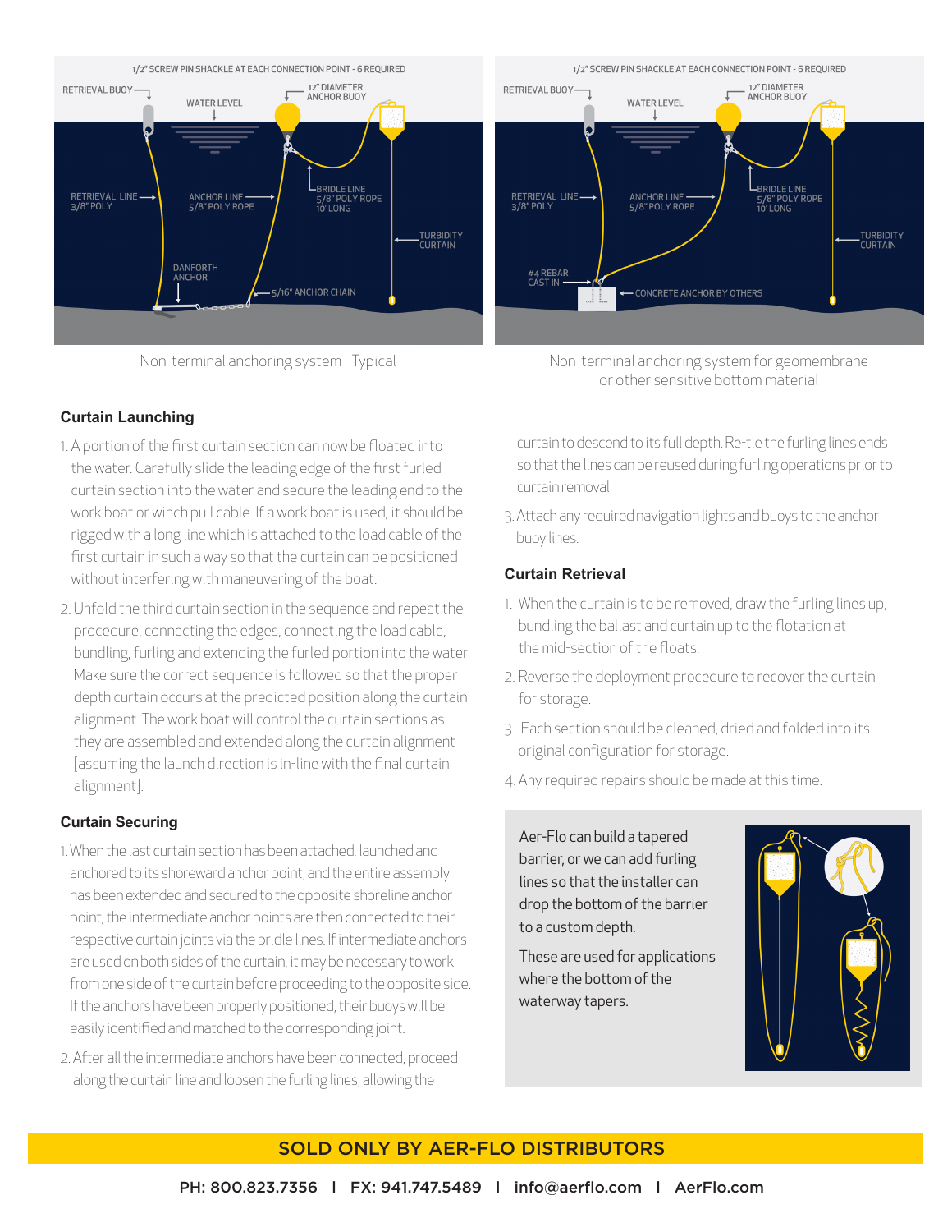1/2" SCREW PIN SHACKLE AT EACH CONNECTION POINT - 6 REQUIRED

RETRIEVAL BUOY

12" DIAMETER ANCHOR BUOY

WATER LEVEL

BRIDLE LINE 5/8" POLY ROPE 10' LONG

RETRIEVAL LINE 3/8" POLY

ANCHOR LINE 5/8" POLY ROPE

TURBIDITY CURTAIN

DANFORTH ANCHOR

5/16" ANCHOR CHAIN

Non-terminal anchoring system - Typical

1/2" SCREW PIN SHACKLE AT EACH CONNECTION POINT - 6 REQUIRED

RETRIEVAL BUOY

12" DIAMETER ANCHOR BUOY

WATER LEVEL

BRIDLE LINE 5/8" POLY ROPE 10' LONG

RETRIEVAL LINE 3/8" POLY

ANCHOR LINE 5/8" POLY ROPE

TURBIDITY CURTAIN

#4 REBAR CAST IN

CONCRETE ANCHOR BY OTHERS

Non-terminal anchoring system for geomembrane or other sensitive bottom material

### Curtain Launching

1. A portion of the first curtain section can now be floated into the water. Carefully slide the leading edge of the first furled curtain section into the water and secure the leading end to the work boat or winch pull cable. If a work boat is used, it should be rigged with a long line which is attached to the load cable of the first curtain in such a way so that the curtain can be positioned without interfering with maneuvering of the boat.
2. Unfold the third curtain section in the sequence and repeat the procedure, connecting the edges, connecting the load cable, bundling, furling and extending the furled portion into the water. Make sure the correct sequence is followed so that the proper depth curtain occurs at the predicted position along the curtain alignment. The work boat will control the curtain sections as they are assembled and extended along the curtain alignment [assuming the launch direction is in-line with the final curtain alignment].

### Curtain Securing

1. When the last curtain section has been attached, launched and anchored to its shoreward anchor point, and the entire assembly has been extended and secured to the opposite shoreline anchor point, the intermediate anchor points are then connected to their respective curtain joints via the bridle lines. If intermediate anchors are used on both sides of the curtain, it may be necessary to work from one side of the curtain before proceeding to the opposite side. If the anchors have been properly positioned, their buoys will be easily identified and matched to the corresponding joint.
2. After all the intermediate anchors have been connected, proceed along the curtain line and loosen the furling lines, allowing the curtain to descend to its full depth. Re-tie the furling lines ends so that the lines can be reused during furling operations prior to curtain removal.
3. Attach any required navigation lights and buoys to the anchor buoy lines.

### Curtain Retrieval

1. When the curtain is to be removed, draw the furling lines up, bundling the ballast and curtain up to the flotation at the mid-section of the floats.
2. Reverse the deployment procedure to recover the curtain for storage.
3. Each section should be cleaned, dried and folded into its original configuration for storage.
4. Any required repairs should be made at this time.

Aer-Flo can build a tapered barrier, or we can add furling lines so that the installer can drop the bottom of the barrier to a custom depth.

These are used for applications where the bottom of the waterway tapers.

SOLD ONLY BY AER-FLO DISTRIBUTORS

PH: 800.823.7356 | FX: 941.747.5489 | info@aerflo.com | AerFlo.com